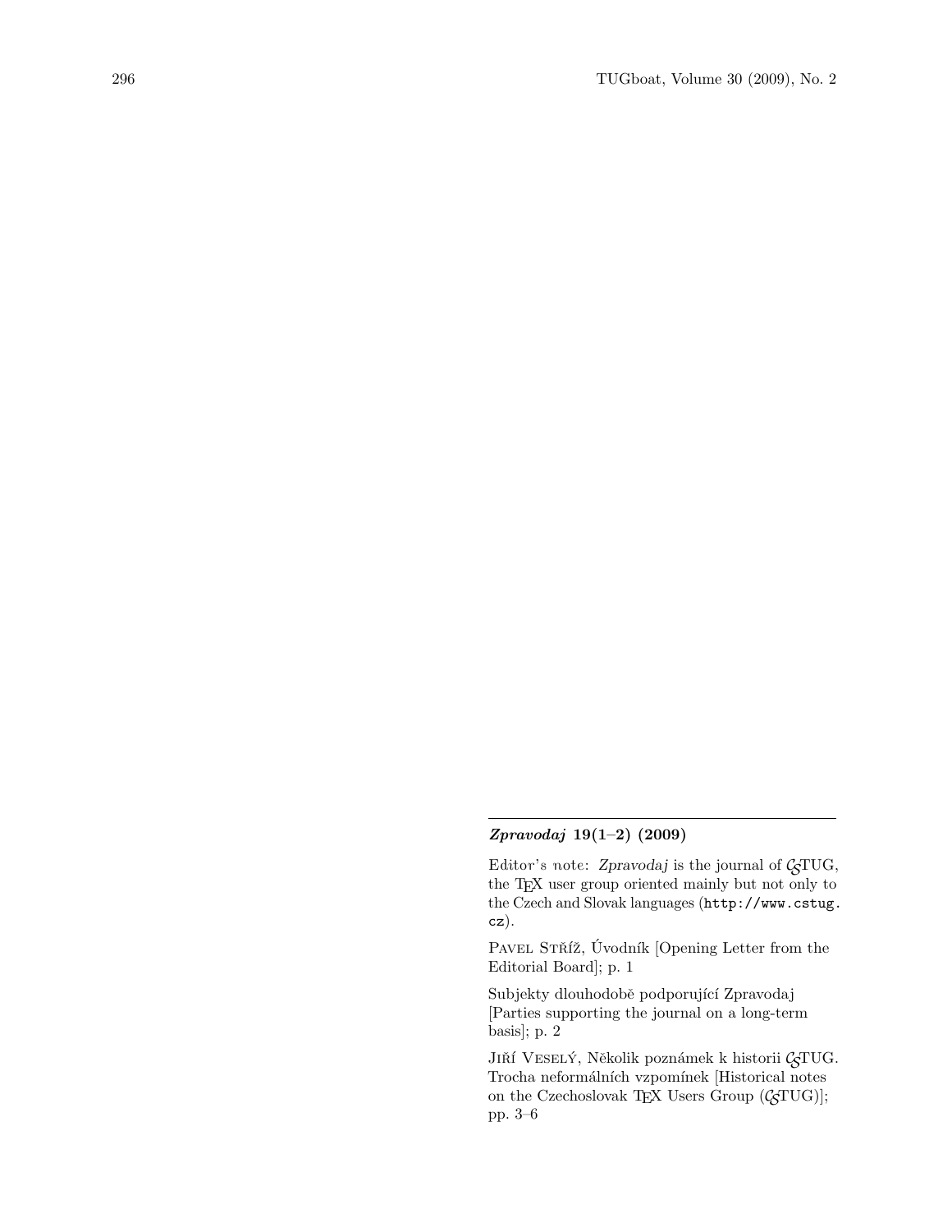## *Zpravodaj* 19(1–2) (2009)

Editor's note: *Zpravodaj* is the journal of CSTUG, the TEX user group oriented mainly but not only to the Czech and Slovak languages (http://www.cstug.cz).

Pavel Stříž, Úvodník [Opening Letter from the Editorial Board]; p. 1

Subjekty dlouhodobě podporující Zpravodaj [Parties supporting the journal on a long-term basis]; p. 2

Jiří Veselý, Několik poznámek k historii CSTUG. Trocha neformálních vzpomínek [Historical notes on the Czechoslovak TEX Users Group (CSTUG)]; pp. 3–6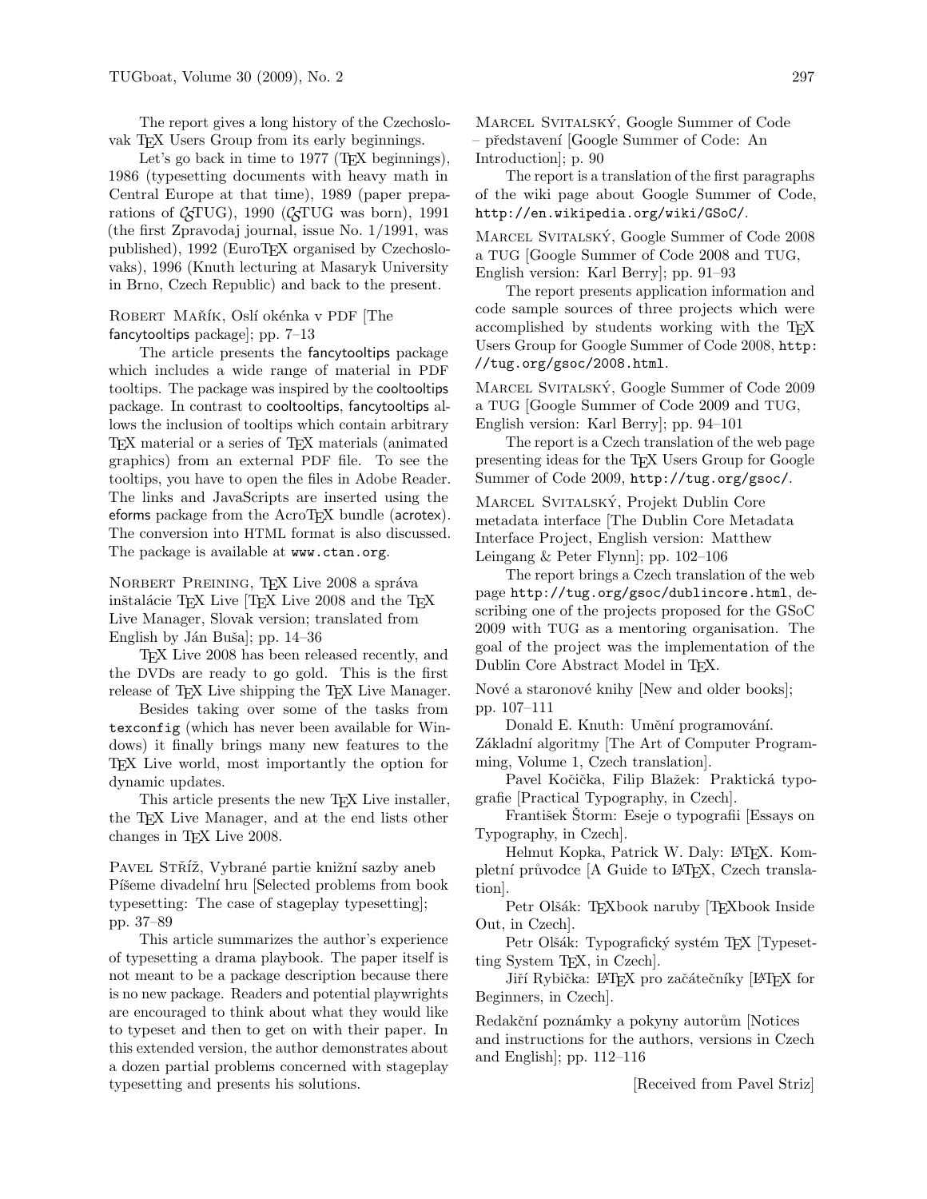The report gives a long history of the Czechoslovak TeX Users Group from its early beginnings.

Let's go back in time to 1977 (TeX beginnings), 1986 (typesetting documents with heavy math in Central Europe at that time), 1989 (paper preparations of CSTUG), 1990 (CSTUG was born), 1991 (the first Zpravodaj journal, issue No. 1/1991, was published), 1992 (EuroTeX organised by Czechoslovaks), 1996 (Knuth lecturing at Masaryk University in Brno, Czech Republic) and back to the present.

Robert Mařík, Oslí okénka v PDF [The fancytooltips package]; pp. 7–13

The article presents the fancytooltips package which includes a wide range of material in PDF tooltips. The package was inspired by the cooltooltips package. In contrast to cooltooltips, fancytooltips allows the inclusion of tooltips which contain arbitrary TeX material or a series of TeX materials (animated graphics) from an external PDF file. To see the tooltips, you have to open the files in Adobe Reader. The links and JavaScripts are inserted using the eforms package from the AcroTeX bundle (acrotex). The conversion into HTML format is also discussed. The package is available at www.ctan.org.

Norbert Preining, TeX Live 2008 a správa inštalácie TeX Live [TeX Live 2008 and the TeX Live Manager, Slovak version; translated from English by Ján Buša]; pp. 14–36

TeX Live 2008 has been released recently, and the DVDs are ready to go gold. This is the first release of TeX Live shipping the TeX Live Manager.

Besides taking over some of the tasks from texconfig (which has never been available for Windows) it finally brings many new features to the TeX Live world, most importantly the option for dynamic updates.

This article presents the new TeX Live installer, the TeX Live Manager, and at the end lists other changes in TeX Live 2008.

Pavel Stříž, Vybrané partie knižní sazby aneb Píšeme divadelní hru [Selected problems from book typesetting: The case of stageplay typesetting]; pp. 37–89

This article summarizes the author's experience of typesetting a drama playbook. The paper itself is not meant to be a package description because there is no new package. Readers and potential playwrights are encouraged to think about what they would like to typeset and then to get on with their paper. In this extended version, the author demonstrates about a dozen partial problems concerned with stageplay typesetting and presents his solutions.

Marcel Svitalský, Google Summer of Code – představení [Google Summer of Code: An Introduction]; p. 90

The report is a translation of the first paragraphs of the wiki page about Google Summer of Code, http://en.wikipedia.org/wiki/GSoC/.

Marcel Svitalský, Google Summer of Code 2008 a TUG [Google Summer of Code 2008 and TUG, English version: Karl Berry]; pp. 91–93

The report presents application information and code sample sources of three projects which were accomplished by students working with the TeX Users Group for Google Summer of Code 2008, http://tug.org/gsoc/2008.html.

Marcel Svitalský, Google Summer of Code 2009 a TUG [Google Summer of Code 2009 and TUG, English version: Karl Berry]; pp. 94–101

The report is a Czech translation of the web page presenting ideas for the TeX Users Group for Google Summer of Code 2009, http://tug.org/gsoc/.

Marcel Svitalský, Projekt Dublin Core metadata interface [The Dublin Core Metadata Interface Project, English version: Matthew Leingang & Peter Flynn]; pp. 102–106

The report brings a Czech translation of the web page http://tug.org/gsoc/dublincore.html, describing one of the projects proposed for the GSoC 2009 with TUG as a mentoring organisation. The goal of the project was the implementation of the Dublin Core Abstract Model in TeX.

Nové a staronové knihy [New and older books]; pp. 107–111

Donald E. Knuth: Umění programování. Základní algoritmy [The Art of Computer Programming, Volume 1, Czech translation].

Pavel Kočička, Filip Blažek: Praktická typografie [Practical Typography, in Czech].

František Štorm: Eseje o typografii [Essays on Typography, in Czech].

Helmut Kopka, Patrick W. Daly: LaTeX. Kompletní průvodce [A Guide to LaTeX, Czech translation].

Petr Olšák: TeXbook naruby [TeXbook Inside Out, in Czech].

Petr Olšák: Typografický systém TeX [Typesetting System TeX, in Czech].

Jiří Rybička: LaTeX pro začátečníky [LaTeX for Beginners, in Czech].

Redakční poznámky a pokyny autorům [Notices and instructions for the authors, versions in Czech and English]; pp. 112–116

[Received from Pavel Striz]